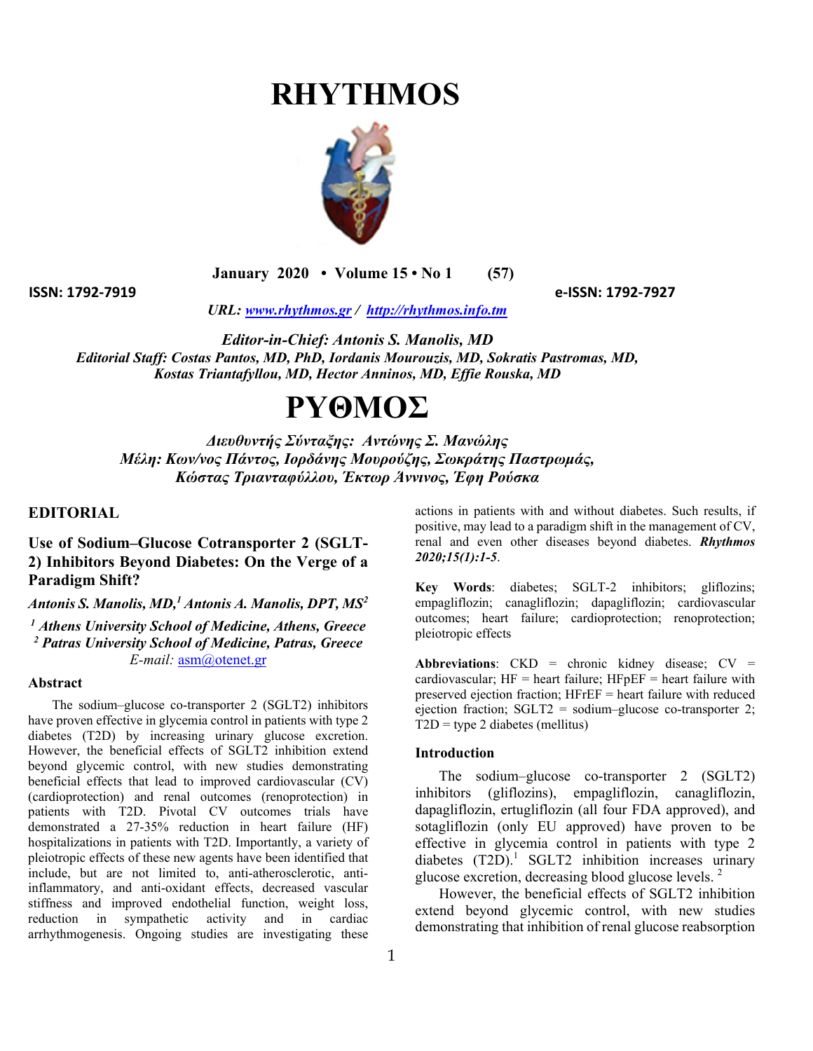# RHYTHMOS

**January 2020 • Volume 15 • No 1 (57)**

**ISSN: 1792-7919** **e-ISSN: 1792-7927**

*URL: www.rhythmos.gr / http://rhythmos.info.tm*

***Editor-in-Chief: Antonis S. Manolis, MD***

***Editorial Staff: Costas Pantos, MD, PhD, Iordanis Mourouzis, MD, Sokratis Pastromas, MD, Kostas Triantafyllou, MD, Hector Anninos, MD, Effie Rouska, MD***

# ΡΥΘΜΟΣ

***Διευθυντής Σύνταξης: Αντώνης Σ. Μανώλης***

***Μέλη: Κων/νος Πάντος, Ιορδάνης Μουρούζης, Σωκράτης Παστρωμάς, Κώστας Τριανταφύλλου, Έκτωρ Άννινος, Έφη Ρούσκα***

## EDITORIAL

## Use of Sodium–Glucose Cotransporter 2 (SGLT-2) Inhibitors Beyond Diabetes: On the Verge of a Paradigm Shift?

***Antonis S. Manolis, MD,[1] Antonis A. Manolis, DPT, MS[2]***

***[1] Athens University School of Medicine, Athens, Greece***

***[2] Patras University School of Medicine, Patras, Greece***

*E-mail:* asm@otenet.gr

### Abstract

The sodium–glucose co-transporter 2 (SGLT2) inhibitors have proven effective in glycemia control in patients with type 2 diabetes (T2D) by increasing urinary glucose excretion. However, the beneficial effects of SGLT2 inhibition extend beyond glycemic control, with new studies demonstrating beneficial effects that lead to improved cardiovascular (CV) (cardioprotection) and renal outcomes (renoprotection) in patients with T2D. Pivotal CV outcomes trials have demonstrated a 27-35% reduction in heart failure (HF) hospitalizations in patients with T2D. Importantly, a variety of pleiotropic effects of these new agents have been identified that include, but are not limited to, anti-atherosclerotic, anti-inflammatory, and anti-oxidant effects, decreased vascular stiffness and improved endothelial function, weight loss, reduction in sympathetic activity and in cardiac arrhythmogenesis. Ongoing studies are investigating these actions in patients with and without diabetes. Such results, if positive, may lead to a paradigm shift in the management of CV, renal and even other diseases beyond diabetes. ***Rhythmos 2020;15(1):1-5***.

**Key Words**: diabetes; SGLT-2 inhibitors; gliflozins; empagliflozin; canagliflozin; dapagliflozin; cardiovascular outcomes; heart failure; cardioprotection; renoprotection; pleiotropic effects

**Abbreviations**: CKD = chronic kidney disease; CV = cardiovascular; HF = heart failure; HFpEF = heart failure with preserved ejection fraction; HFrEF = heart failure with reduced ejection fraction; SGLT2 = sodium–glucose co-transporter 2; T2D = type 2 diabetes (mellitus)

### Introduction

The sodium–glucose co-transporter 2 (SGLT2) inhibitors (gliflozins), empagliflozin, canagliflozin, dapagliflozin, ertugliflozin (all four FDA approved), and sotagliflozin (only EU approved) have proven to be effective in glycemia control in patients with type 2 diabetes (T2D).[1] SGLT2 inhibition increases urinary glucose excretion, decreasing blood glucose levels.[2]

However, the beneficial effects of SGLT2 inhibition extend beyond glycemic control, with new studies demonstrating that inhibition of renal glucose reabsorption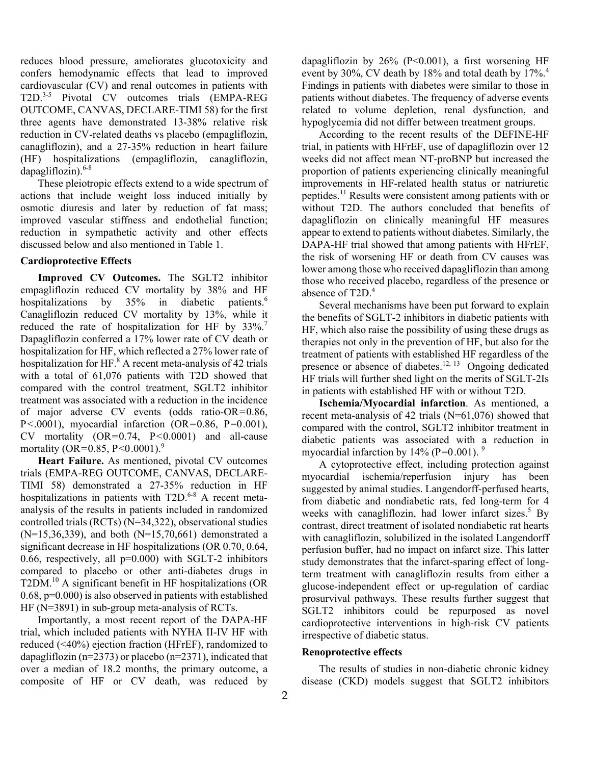reduces blood pressure, ameliorates glucotoxicity and confers hemodynamic effects that lead to improved cardiovascular (CV) and renal outcomes in patients with T2D.[3-5] Pivotal CV outcomes trials (EMPA-REG OUTCOME, CANVAS, DECLARE-TIMI 58) for the first three agents have demonstrated 13-38% relative risk reduction in CV-related deaths vs placebo (empagliflozin, canagliflozin), and a 27-35% reduction in heart failure (HF) hospitalizations (empagliflozin, canagliflozin, dapagliflozin).[6-8]

These pleiotropic effects extend to a wide spectrum of actions that include weight loss induced initially by osmotic diuresis and later by reduction of fat mass; improved vascular stiffness and endothelial function; reduction in sympathetic activity and other effects discussed below and also mentioned in Table 1.

### Cardioprotective Effects

**Improved CV Outcomes.** The SGLT2 inhibitor empagliflozin reduced CV mortality by 38% and HF hospitalizations by 35% in diabetic patients.[6] Canagliflozin reduced CV mortality by 13%, while it reduced the rate of hospitalization for HF by 33%.[7] Dapagliflozin conferred a 17% lower rate of CV death or hospitalization for HF, which reflected a 27% lower rate of hospitalization for HF.[8] A recent meta-analysis of 42 trials with a total of 61,076 patients with T2D showed that compared with the control treatment, SGLT2 inhibitor treatment was associated with a reduction in the incidence of major adverse CV events (odds ratio-OR=0.86, P<.0001), myocardial infarction (OR=0.86, P=0.001), CV mortality (OR=0.74, P<0.0001) and all-cause mortality (OR=0.85, P<0.0001).[9]

**Heart Failure.** As mentioned, pivotal CV outcomes trials (EMPA-REG OUTCOME, CANVAS, DECLARE-TIMI 58) demonstrated a 27-35% reduction in HF hospitalizations in patients with T2D.[6-8] A recent meta-analysis of the results in patients included in randomized controlled trials (RCTs) (N=34,322), observational studies (N=15,36,339), and both (N=15,70,661) demonstrated a significant decrease in HF hospitalizations (OR 0.70, 0.64, 0.66, respectively, all p=0.000) with SGLT-2 inhibitors compared to placebo or other anti-diabetes drugs in T2DM.[10] A significant benefit in HF hospitalizations (OR 0.68, p=0.000) is also observed in patients with established HF (N=3891) in sub-group meta-analysis of RCTs.

Importantly, a most recent report of the DAPA-HF trial, which included patients with NYHA II-IV HF with reduced (≤40%) ejection fraction (HFrEF), randomized to dapagliflozin (n=2373) or placebo (n=2371), indicated that over a median of 18.2 months, the primary outcome, a composite of HF or CV death, was reduced by dapagliflozin by 26% (P<0.001), a first worsening HF event by 30%, CV death by 18% and total death by 17%.[4] Findings in patients with diabetes were similar to those in patients without diabetes. The frequency of adverse events related to volume depletion, renal dysfunction, and hypoglycemia did not differ between treatment groups.

According to the recent results of the DEFINE-HF trial, in patients with HFrEF, use of dapagliflozin over 12 weeks did not affect mean NT-proBNP but increased the proportion of patients experiencing clinically meaningful improvements in HF-related health status or natriuretic peptides.[11] Results were consistent among patients with or without T2D. The authors concluded that benefits of dapagliflozin on clinically meaningful HF measures appear to extend to patients without diabetes. Similarly, the DAPA-HF trial showed that among patients with HFrEF, the risk of worsening HF or death from CV causes was lower among those who received dapagliflozin than among those who received placebo, regardless of the presence or absence of T2D.[4]

Several mechanisms have been put forward to explain the benefits of SGLT-2 inhibitors in diabetic patients with HF, which also raise the possibility of using these drugs as therapies not only in the prevention of HF, but also for the treatment of patients with established HF regardless of the presence or absence of diabetes.[12, 13] Ongoing dedicated HF trials will further shed light on the merits of SGLT-2Is in patients with established HF with or without T2D.

**Ischemia/Myocardial infarction**. As mentioned, a recent meta-analysis of 42 trials (N=61,076) showed that compared with the control, SGLT2 inhibitor treatment in diabetic patients was associated with a reduction in myocardial infarction by 14% (P=0.001).[9]

A cytoprotective effect, including protection against myocardial ischemia/reperfusion injury has been suggested by animal studies. Langendorff-perfused hearts, from diabetic and nondiabetic rats, fed long-term for 4 weeks with canagliflozin, had lower infarct sizes.[5] By contrast, direct treatment of isolated nondiabetic rat hearts with canagliflozin, solubilized in the isolated Langendorff perfusion buffer, had no impact on infarct size. This latter study demonstrates that the infarct-sparing effect of long-term treatment with canagliflozin results from either a glucose-independent effect or up-regulation of cardiac prosurvival pathways. These results further suggest that SGLT2 inhibitors could be repurposed as novel cardioprotective interventions in high-risk CV patients irrespective of diabetic status.

### Renoprotective effects

The results of studies in non-diabetic chronic kidney disease (CKD) models suggest that SGLT2 inhibitors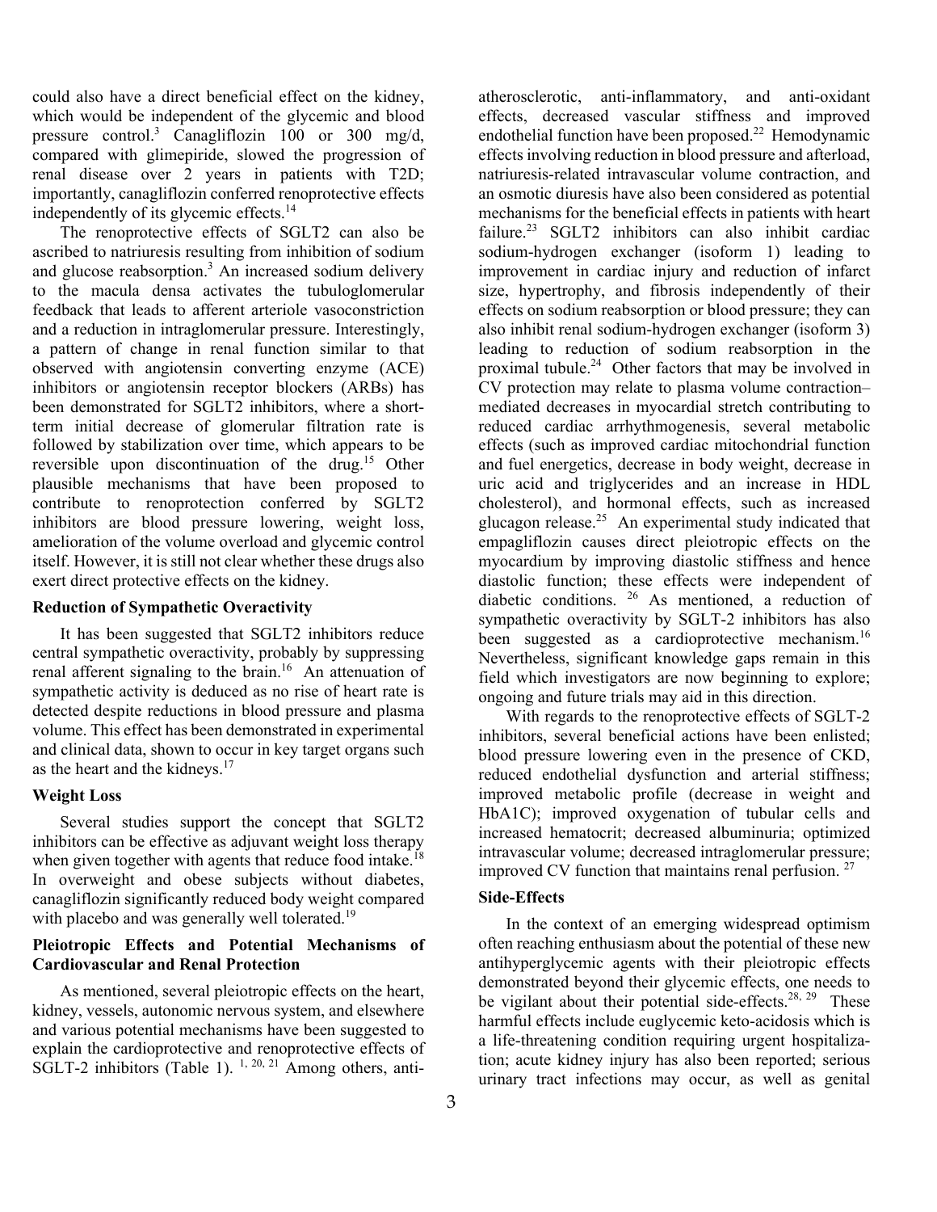could also have a direct beneficial effect on the kidney, which would be independent of the glycemic and blood pressure control.[3] Canagliflozin 100 or 300 mg/d, compared with glimepiride, slowed the progression of renal disease over 2 years in patients with T2D; importantly, canagliflozin conferred renoprotective effects independently of its glycemic effects.[14]

The renoprotective effects of SGLT2 can also be ascribed to natriuresis resulting from inhibition of sodium and glucose reabsorption.[3] An increased sodium delivery to the macula densa activates the tubuloglomerular feedback that leads to afferent arteriole vasoconstriction and a reduction in intraglomerular pressure. Interestingly, a pattern of change in renal function similar to that observed with angiotensin converting enzyme (ACE) inhibitors or angiotensin receptor blockers (ARBs) has been demonstrated for SGLT2 inhibitors, where a short-term initial decrease of glomerular filtration rate is followed by stabilization over time, which appears to be reversible upon discontinuation of the drug.[15] Other plausible mechanisms that have been proposed to contribute to renoprotection conferred by SGLT2 inhibitors are blood pressure lowering, weight loss, amelioration of the volume overload and glycemic control itself. However, it is still not clear whether these drugs also exert direct protective effects on the kidney.

**Reduction of Sympathetic Overactivity**

It has been suggested that SGLT2 inhibitors reduce central sympathetic overactivity, probably by suppressing renal afferent signaling to the brain.[16] An attenuation of sympathetic activity is deduced as no rise of heart rate is detected despite reductions in blood pressure and plasma volume. This effect has been demonstrated in experimental and clinical data, shown to occur in key target organs such as the heart and the kidneys.[17]

**Weight Loss**

Several studies support the concept that SGLT2 inhibitors can be effective as adjuvant weight loss therapy when given together with agents that reduce food intake.[18] In overweight and obese subjects without diabetes, canagliflozin significantly reduced body weight compared with placebo and was generally well tolerated.[19]

**Pleiotropic Effects and Potential Mechanisms of Cardiovascular and Renal Protection**

As mentioned, several pleiotropic effects on the heart, kidney, vessels, autonomic nervous system, and elsewhere and various potential mechanisms have been suggested to explain the cardioprotective and renoprotective effects of SGLT-2 inhibitors (Table 1).[1, 20, 21] Among others, anti-atherosclerotic, anti-inflammatory, and anti-oxidant effects, decreased vascular stiffness and improved endothelial function have been proposed.[22] Hemodynamic effects involving reduction in blood pressure and afterload, natriuresis-related intravascular volume contraction, and an osmotic diuresis have also been considered as potential mechanisms for the beneficial effects in patients with heart failure.[23] SGLT2 inhibitors can also inhibit cardiac sodium-hydrogen exchanger (isoform 1) leading to improvement in cardiac injury and reduction of infarct size, hypertrophy, and fibrosis independently of their effects on sodium reabsorption or blood pressure; they can also inhibit renal sodium-hydrogen exchanger (isoform 3) leading to reduction of sodium reabsorption in the proximal tubule.[24] Other factors that may be involved in CV protection may relate to plasma volume contraction–mediated decreases in myocardial stretch contributing to reduced cardiac arrhythmogenesis, several metabolic effects (such as improved cardiac mitochondrial function and fuel energetics, decrease in body weight, decrease in uric acid and triglycerides and an increase in HDL cholesterol), and hormonal effects, such as increased glucagon release.[25] An experimental study indicated that empagliflozin causes direct pleiotropic effects on the myocardium by improving diastolic stiffness and hence diastolic function; these effects were independent of diabetic conditions.[26] As mentioned, a reduction of sympathetic overactivity by SGLT-2 inhibitors has also been suggested as a cardioprotective mechanism.[16] Nevertheless, significant knowledge gaps remain in this field which investigators are now beginning to explore; ongoing and future trials may aid in this direction.

With regards to the renoprotective effects of SGLT-2 inhibitors, several beneficial actions have been enlisted; blood pressure lowering even in the presence of CKD, reduced endothelial dysfunction and arterial stiffness; improved metabolic profile (decrease in weight and HbA1C); improved oxygenation of tubular cells and increased hematocrit; decreased albuminuria; optimized intravascular volume; decreased intraglomerular pressure; improved CV function that maintains renal perfusion.[27]

**Side-Effects**

In the context of an emerging widespread optimism often reaching enthusiasm about the potential of these new antihyperglycemic agents with their pleiotropic effects demonstrated beyond their glycemic effects, one needs to be vigilant about their potential side-effects.[28, 29] These harmful effects include euglycemic keto-acidosis which is a life-threatening condition requiring urgent hospitalization; acute kidney injury has also been reported; serious urinary tract infections may occur, as well as genital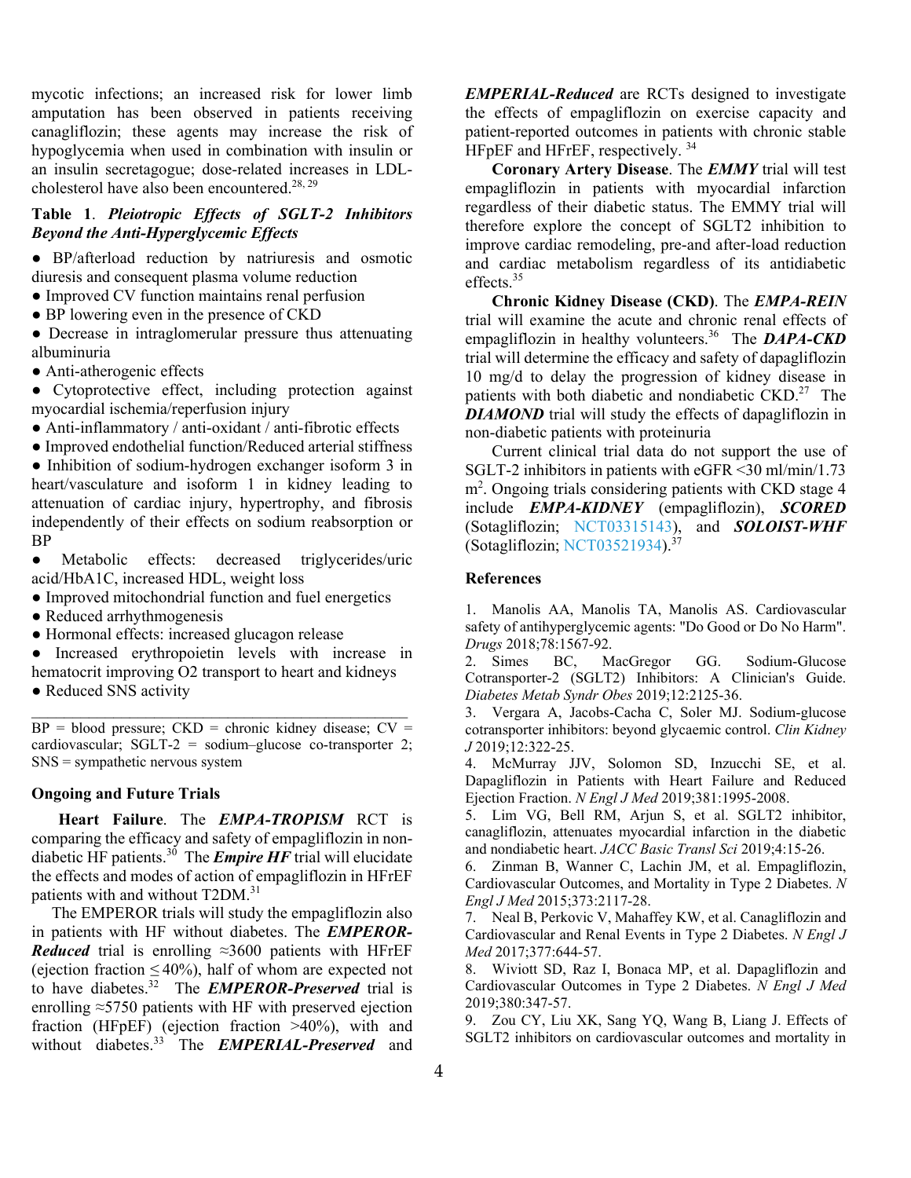mycotic infections; an increased risk for lower limb amputation has been observed in patients receiving canagliflozin; these agents may increase the risk of hypoglycemia when used in combination with insulin or an insulin secretagogue; dose-related increases in LDL-cholesterol have also been encountered.[28, 29]

**Table 1**. ***Pleiotropic Effects of SGLT-2 Inhibitors Beyond the Anti-Hyperglycemic Effects***

- BP/afterload reduction by natriuresis and osmotic diuresis and consequent plasma volume reduction
- Improved CV function maintains renal perfusion
- BP lowering even in the presence of CKD
- Decrease in intraglomerular pressure thus attenuating albuminuria
- Anti-atherogenic effects
- Cytoprotective effect, including protection against myocardial ischemia/reperfusion injury
- Anti-inflammatory / anti-oxidant / anti-fibrotic effects
- Improved endothelial function/Reduced arterial stiffness
- Inhibition of sodium-hydrogen exchanger isoform 3 in heart/vasculature and isoform 1 in kidney leading to attenuation of cardiac injury, hypertrophy, and fibrosis independently of their effects on sodium reabsorption or BP
- Metabolic effects: decreased triglycerides/uric acid/HbA1C, increased HDL, weight loss
- Improved mitochondrial function and fuel energetics
- Reduced arrhythmogenesis
- Hormonal effects: increased glucagon release
- Increased erythropoietin levels with increase in hematocrit improving O2 transport to heart and kidneys
- Reduced SNS activity

BP = blood pressure; CKD = chronic kidney disease; CV = cardiovascular; SGLT-2 = sodium–glucose co-transporter 2; SNS = sympathetic nervous system

## Ongoing and Future Trials

**Heart Failure**. The ***EMPA-TROPISM*** RCT is comparing the efficacy and safety of empagliflozin in non-diabetic HF patients.[30] The ***Empire HF*** trial will elucidate the effects and modes of action of empagliflozin in HFrEF patients with and without T2DM.[31]

The EMPEROR trials will study the empagliflozin also in patients with HF without diabetes. The ***EMPEROR-Reduced*** trial is enrolling ≈3600 patients with HFrEF (ejection fraction ≤40%), half of whom are expected not to have diabetes.[32] The ***EMPEROR-Preserved*** trial is enrolling ≈5750 patients with HF with preserved ejection fraction (HFpEF) (ejection fraction >40%), with and without diabetes.[33] The ***EMPERIAL-Preserved*** and ***EMPERIAL-Reduced*** are RCTs designed to investigate the effects of empagliflozin on exercise capacity and patient-reported outcomes in patients with chronic stable HFpEF and HFrEF, respectively.[34]

**Coronary Artery Disease**. The ***EMMY*** trial will test empagliflozin in patients with myocardial infarction regardless of their diabetic status. The EMMY trial will therefore explore the concept of SGLT2 inhibition to improve cardiac remodeling, pre-and after-load reduction and cardiac metabolism regardless of its antidiabetic effects.[35]

**Chronic Kidney Disease (CKD)**. The ***EMPA-REIN*** trial will examine the acute and chronic renal effects of empagliflozin in healthy volunteers.[36] The ***DAPA-CKD*** trial will determine the efficacy and safety of dapagliflozin 10 mg/d to delay the progression of kidney disease in patients with both diabetic and nondiabetic CKD.[27] The ***DIAMOND*** trial will study the effects of dapagliflozin in non-diabetic patients with proteinuria

Current clinical trial data do not support the use of SGLT-2 inhibitors in patients with eGFR <30 ml/min/1.73 $m^2$. Ongoing trials considering patients with CKD stage 4 include ***EMPA-KIDNEY*** (empagliflozin), ***SCORED*** (Sotagliflozin; NCT03315143), and ***SOLOIST-WHF*** (Sotagliflozin; NCT03521934).[37]

## References

1. Manolis AA, Manolis TA, Manolis AS. Cardiovascular safety of antihyperglycemic agents: "Do Good or Do No Harm". *Drugs* 2018;78:1567-92.
2. Simes BC, MacGregor GG. Sodium-Glucose Cotransporter-2 (SGLT2) Inhibitors: A Clinician's Guide. *Diabetes Metab Syndr Obes* 2019;12:2125-36.
3. Vergara A, Jacobs-Cacha C, Soler MJ. Sodium-glucose cotransporter inhibitors: beyond glycaemic control. *Clin Kidney J* 2019;12:322-25.
4. McMurray JJV, Solomon SD, Inzucchi SE, et al. Dapagliflozin in Patients with Heart Failure and Reduced Ejection Fraction. *N Engl J Med* 2019;381:1995-2008.
5. Lim VG, Bell RM, Arjun S, et al. SGLT2 inhibitor, canagliflozin, attenuates myocardial infarction in the diabetic and nondiabetic heart. *JACC Basic Transl Sci* 2019;4:15-26.
6. Zinman B, Wanner C, Lachin JM, et al. Empagliflozin, Cardiovascular Outcomes, and Mortality in Type 2 Diabetes. *N Engl J Med* 2015;373:2117-28.
7. Neal B, Perkovic V, Mahaffey KW, et al. Canagliflozin and Cardiovascular and Renal Events in Type 2 Diabetes. *N Engl J Med* 2017;377:644-57.
8. Wiviott SD, Raz I, Bonaca MP, et al. Dapagliflozin and Cardiovascular Outcomes in Type 2 Diabetes. *N Engl J Med* 2019;380:347-57.
9. Zou CY, Liu XK, Sang YQ, Wang B, Liang J. Effects of SGLT2 inhibitors on cardiovascular outcomes and mortality in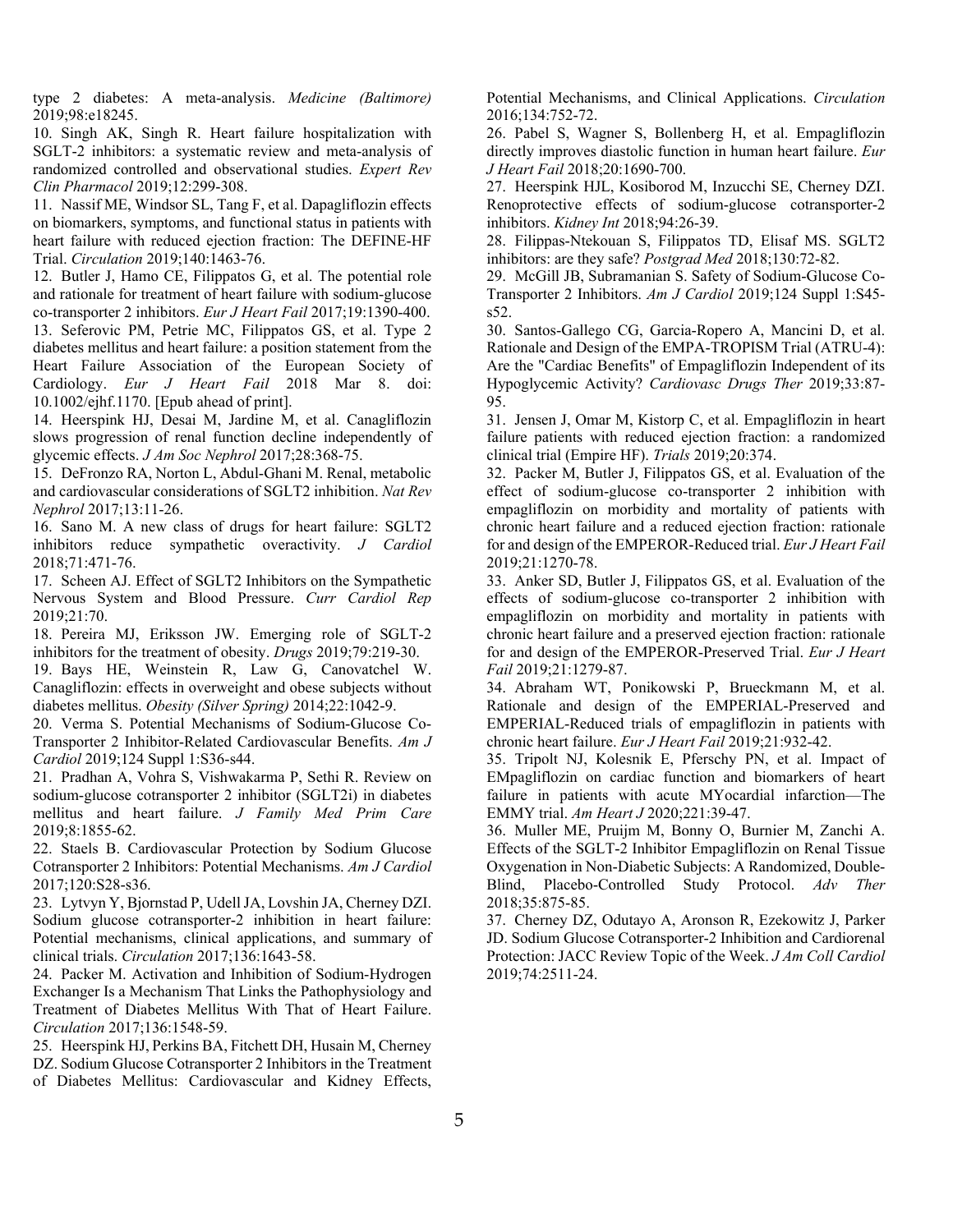type 2 diabetes: A meta-analysis. *Medicine (Baltimore)* 2019;98:e18245.

10. Singh AK, Singh R. Heart failure hospitalization with SGLT-2 inhibitors: a systematic review and meta-analysis of randomized controlled and observational studies. *Expert Rev Clin Pharmacol* 2019;12:299-308.

11. Nassif ME, Windsor SL, Tang F, et al. Dapagliflozin effects on biomarkers, symptoms, and functional status in patients with heart failure with reduced ejection fraction: The DEFINE-HF Trial. *Circulation* 2019;140:1463-76.

12. Butler J, Hamo CE, Filippatos G, et al. The potential role and rationale for treatment of heart failure with sodium-glucose co-transporter 2 inhibitors. *Eur J Heart Fail* 2017;19:1390-400.

13. Seferovic PM, Petrie MC, Filippatos GS, et al. Type 2 diabetes mellitus and heart failure: a position statement from the Heart Failure Association of the European Society of Cardiology. *Eur J Heart Fail* 2018 Mar 8. doi: 10.1002/ejhf.1170. [Epub ahead of print].

14. Heerspink HJ, Desai M, Jardine M, et al. Canagliflozin slows progression of renal function decline independently of glycemic effects. *J Am Soc Nephrol* 2017;28:368-75.

15. DeFronzo RA, Norton L, Abdul-Ghani M. Renal, metabolic and cardiovascular considerations of SGLT2 inhibition. *Nat Rev Nephrol* 2017;13:11-26.

16. Sano M. A new class of drugs for heart failure: SGLT2 inhibitors reduce sympathetic overactivity. *J Cardiol* 2018;71:471-76.

17. Scheen AJ. Effect of SGLT2 Inhibitors on the Sympathetic Nervous System and Blood Pressure. *Curr Cardiol Rep* 2019;21:70.

18. Pereira MJ, Eriksson JW. Emerging role of SGLT-2 inhibitors for the treatment of obesity. *Drugs* 2019;79:219-30.

19. Bays HE, Weinstein R, Law G, Canovatchel W. Canagliflozin: effects in overweight and obese subjects without diabetes mellitus. *Obesity (Silver Spring)* 2014;22:1042-9.

20. Verma S. Potential Mechanisms of Sodium-Glucose Co-Transporter 2 Inhibitor-Related Cardiovascular Benefits. *Am J Cardiol* 2019;124 Suppl 1:S36-s44.

21. Pradhan A, Vohra S, Vishwakarma P, Sethi R. Review on sodium-glucose cotransporter 2 inhibitor (SGLT2i) in diabetes mellitus and heart failure. *J Family Med Prim Care* 2019;8:1855-62.

22. Staels B. Cardiovascular Protection by Sodium Glucose Cotransporter 2 Inhibitors: Potential Mechanisms. *Am J Cardiol* 2017;120:S28-s36.

23. Lytvyn Y, Bjornstad P, Udell JA, Lovshin JA, Cherney DZI. Sodium glucose cotransporter-2 inhibition in heart failure: Potential mechanisms, clinical applications, and summary of clinical trials. *Circulation* 2017;136:1643-58.

24. Packer M. Activation and Inhibition of Sodium-Hydrogen Exchanger Is a Mechanism That Links the Pathophysiology and Treatment of Diabetes Mellitus With That of Heart Failure. *Circulation* 2017;136:1548-59.

25. Heerspink HJ, Perkins BA, Fitchett DH, Husain M, Cherney DZ. Sodium Glucose Cotransporter 2 Inhibitors in the Treatment of Diabetes Mellitus: Cardiovascular and Kidney Effects, Potential Mechanisms, and Clinical Applications. *Circulation* 2016;134:752-72.

26. Pabel S, Wagner S, Bollenberg H, et al. Empagliflozin directly improves diastolic function in human heart failure. *Eur J Heart Fail* 2018;20:1690-700.

27. Heerspink HJL, Kosiborod M, Inzucchi SE, Cherney DZI. Renoprotective effects of sodium-glucose cotransporter-2 inhibitors. *Kidney Int* 2018;94:26-39.

28. Filippas-Ntekouan S, Filippatos TD, Elisaf MS. SGLT2 inhibitors: are they safe? *Postgrad Med* 2018;130:72-82.

29. McGill JB, Subramanian S. Safety of Sodium-Glucose Co-Transporter 2 Inhibitors. *Am J Cardiol* 2019;124 Suppl 1:S45-s52.

30. Santos-Gallego CG, Garcia-Ropero A, Mancini D, et al. Rationale and Design of the EMPA-TROPISM Trial (ATRU-4): Are the "Cardiac Benefits" of Empagliflozin Independent of its Hypoglycemic Activity? *Cardiovasc Drugs Ther* 2019;33:87-95.

31. Jensen J, Omar M, Kistorp C, et al. Empagliflozin in heart failure patients with reduced ejection fraction: a randomized clinical trial (Empire HF). *Trials* 2019;20:374.

32. Packer M, Butler J, Filippatos GS, et al. Evaluation of the effect of sodium-glucose co-transporter 2 inhibition with empagliflozin on morbidity and mortality of patients with chronic heart failure and a reduced ejection fraction: rationale for and design of the EMPEROR-Reduced trial. *Eur J Heart Fail* 2019;21:1270-78.

33. Anker SD, Butler J, Filippatos GS, et al. Evaluation of the effects of sodium-glucose co-transporter 2 inhibition with empagliflozin on morbidity and mortality in patients with chronic heart failure and a preserved ejection fraction: rationale for and design of the EMPEROR-Preserved Trial. *Eur J Heart Fail* 2019;21:1279-87.

34. Abraham WT, Ponikowski P, Brueckmann M, et al. Rationale and design of the EMPERIAL-Preserved and EMPERIAL-Reduced trials of empagliflozin in patients with chronic heart failure. *Eur J Heart Fail* 2019;21:932-42.

35. Tripolt NJ, Kolesnik E, Pferschy PN, et al. Impact of EMpagliflozin on cardiac function and biomarkers of heart failure in patients with acute MYocardial infarction—The EMMY trial. *Am Heart J* 2020;221:39-47.

36. Muller ME, Pruijm M, Bonny O, Burnier M, Zanchi A. Effects of the SGLT-2 Inhibitor Empagliflozin on Renal Tissue Oxygenation in Non-Diabetic Subjects: A Randomized, Double-Blind, Placebo-Controlled Study Protocol. *Adv Ther* 2018;35:875-85.

37. Cherney DZ, Odutayo A, Aronson R, Ezekowitz J, Parker JD. Sodium Glucose Cotransporter-2 Inhibition and Cardiorenal Protection: JACC Review Topic of the Week. *J Am Coll Cardiol* 2019;74:2511-24.